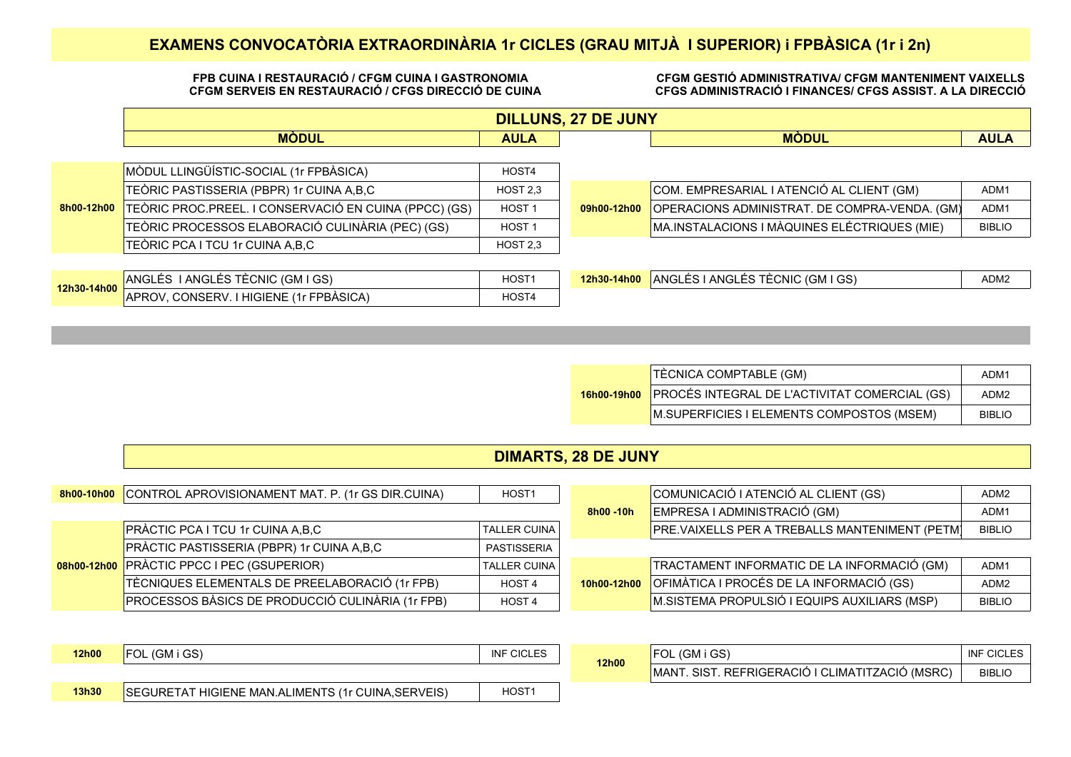# EXAMENS CONVOCATÒRIA EXTRAORDINÀRIA 1r CICLES (GRAU MITJÀ I SUPERIOR) i FPBÀSICA (1r i 2n)

**FPB CUINA I RESTAURACIÓ / CFGM CUINA I GASTRONOMIA**
**CFGM SERVEIS EN RESTAURACIÓ / CFGS DIRECCIÓ DE CUINA**

**CFGM GESTIÓ ADMINISTRATIVA/ CFGM MANTENIMENT VAIXELLS**
**CFGS ADMINISTRACIÓ I FINANCES/ CFGS ASSIST. A LA DIRECCIÓ**

## DILLUNS, 27 DE JUNY

| | MÒDUL | AULA | | MÒDUL | AULA |
|---|---|---|---|---|---|
| 8h00-12h00 | MÒDUL LLINGÜÍSTIC-SOCIAL (1r FPBÀSICA) | HOST4 | | | |
| | TEÒRIC PASTISSERIA (PBPR) 1r CUINA A,B,C | HOST 2,3 | 09h00-12h00 | COM. EMPRESARIAL I ATENCIÓ AL CLIENT (GM) | ADM1 |
| | TEÒRIC PROC.PREEL. I CONSERVACIÓ EN CUINA (PPCC) (GS) | HOST 1 | | OPERACIONS ADMINISTRAT. DE COMPRA-VENDA. (GM) | ADM1 |
| | TEÒRIC PROCESSOS ELABORACIÓ CULINÀRIA (PEC) (GS) | HOST 1 | | MA.INSTALACIONS I MÀQUINES ELÈCTRIQUES (MIE) | BIBLIO |
| | TEÒRIC PCA I TCU 1r CUINA A,B,C | HOST 2,3 | | | |
| 12h30-14h00 | ANGLÉS I ANGLÉS TÈCNIC (GM I GS) | HOST1 | 12h30-14h00 | ANGLÉS I ANGLÉS TÈCNIC (GM I GS) | ADM2 |
| | APROV, CONSERV. I HIGIENE (1r FPBÀSICA) | HOST4 | | | |
| | | | 16h00-19h00 | TÈCNICA COMPTABLE (GM) | ADM1 |
| | | | | PROCÉS INTEGRAL DE L'ACTIVITAT COMERCIAL (GS) | ADM2 |
| | | | | M.SUPERFICIES I ELEMENTS COMPOSTOS (MSEM) | BIBLIO |

## DIMARTS, 28 DE JUNY

| | MÒDUL | AULA | | MÒDUL | AULA |
|---|---|---|---|---|---|
| 8h00-10h00 | CONTROL APROVISIONAMENT MAT. P. (1r GS DIR.CUINA) | HOST1 | 8h00 -10h | COMUNICACIÓ I ATENCIÓ AL CLIENT (GS) | ADM2 |
| | | | | EMPRESA I ADMINISTRACIÓ (GM) | ADM1 |
| 08h00-12h00 | PRÀCTIC PCA I TCU 1r CUINA A,B,C | TALLER CUINA | | PRE.VAIXELLS PER A TREBALLS MANTENIMENT (PETM) | BIBLIO |
| | PRÀCTIC PASTISSERIA (PBPR) 1r CUINA A,B,C | PASTISSERIA | | | |
| | PRÀCTIC PPCC I PEC (GSUPERIOR) | TALLER CUINA | 10h00-12h00 | TRACTAMENT INFORMATIC DE LA INFORMACIÓ (GM) | ADM1 |
| | TÈCNIQUES ELEMENTALS DE PREELABORACIÓ (1r FPB) | HOST 4 | | OFIMÀTICA I PROCÉS DE LA INFORMACIÓ (GS) | ADM2 |
| | PROCESSOS BÀSICS DE PRODUCCIÓ CULINÀRIA (1r FPB) | HOST 4 | | M.SISTEMA PROPULSIÓ I EQUIPS AUXILIARS (MSP) | BIBLIO |
| 12h00 | FOL (GM i GS) | INF CICLES | 12h00 | FOL (GM i GS) | INF CICLES |
| | | | | MANT. SIST. REFRIGERACIÓ I CLIMATITZACIÓ (MSRC) | BIBLIO |
| 13h30 | SEGURETAT HIGIENE MAN.ALIMENTS (1r CUINA,SERVEIS) | HOST1 | | | |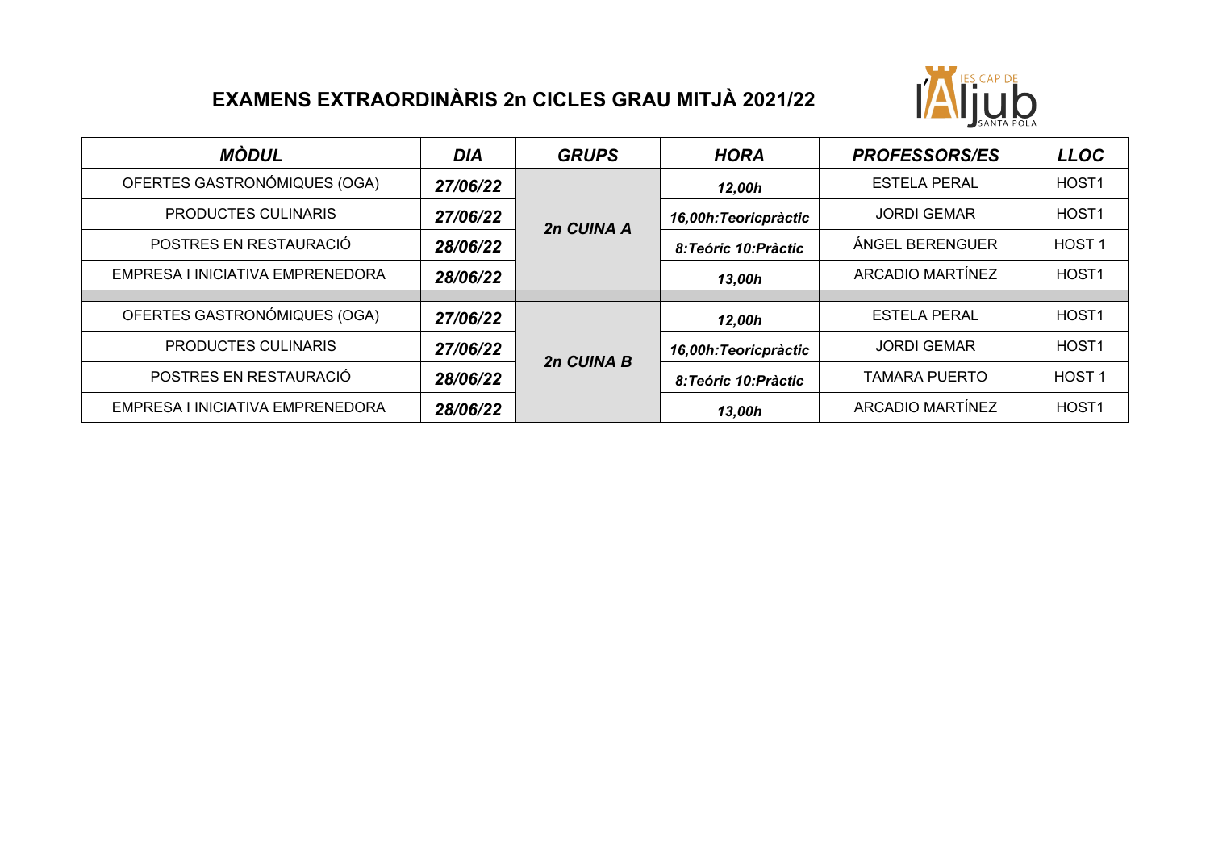## EXAMENS EXTRAORDINÀRIS 2n CICLES GRAU MITJÀ 2021/22

| *MÒDUL* | *DIA* | *GRUPS* | *HORA* | *PROFESSORS/ES* | *LLOC* |
|---|---|---|---|---|---|
| OFERTES GASTRONÓMIQUES (OGA) | ***27/06/22*** | ***2n CUINA A*** | ***12,00h*** | ESTELA PERAL | HOST1 |
| PRODUCTES CULINARIS | ***27/06/22*** | | ***16,00h:Teoricpràctic*** | JORDI GEMAR | HOST1 |
| POSTRES EN RESTAURACIÓ | ***28/06/22*** | | ***8:Teóric 10:Pràctic*** | ÁNGEL BERENGUER | HOST 1 |
| EMPRESA I INICIATIVA EMPRENEDORA | ***28/06/22*** | | ***13,00h*** | ARCADIO MARTÍNEZ | HOST1 |
| | | | | | |
| OFERTES GASTRONÓMIQUES (OGA) | ***27/06/22*** | ***2n CUINA B*** | ***12,00h*** | ESTELA PERAL | HOST1 |
| PRODUCTES CULINARIS | ***27/06/22*** | | ***16,00h:Teoricpràctic*** | JORDI GEMAR | HOST1 |
| POSTRES EN RESTAURACIÓ | ***28/06/22*** | | ***8:Teóric 10:Pràctic*** | TAMARA PUERTO | HOST 1 |
| EMPRESA I INICIATIVA EMPRENEDORA | ***28/06/22*** | | ***13,00h*** | ARCADIO MARTÍNEZ | HOST1 |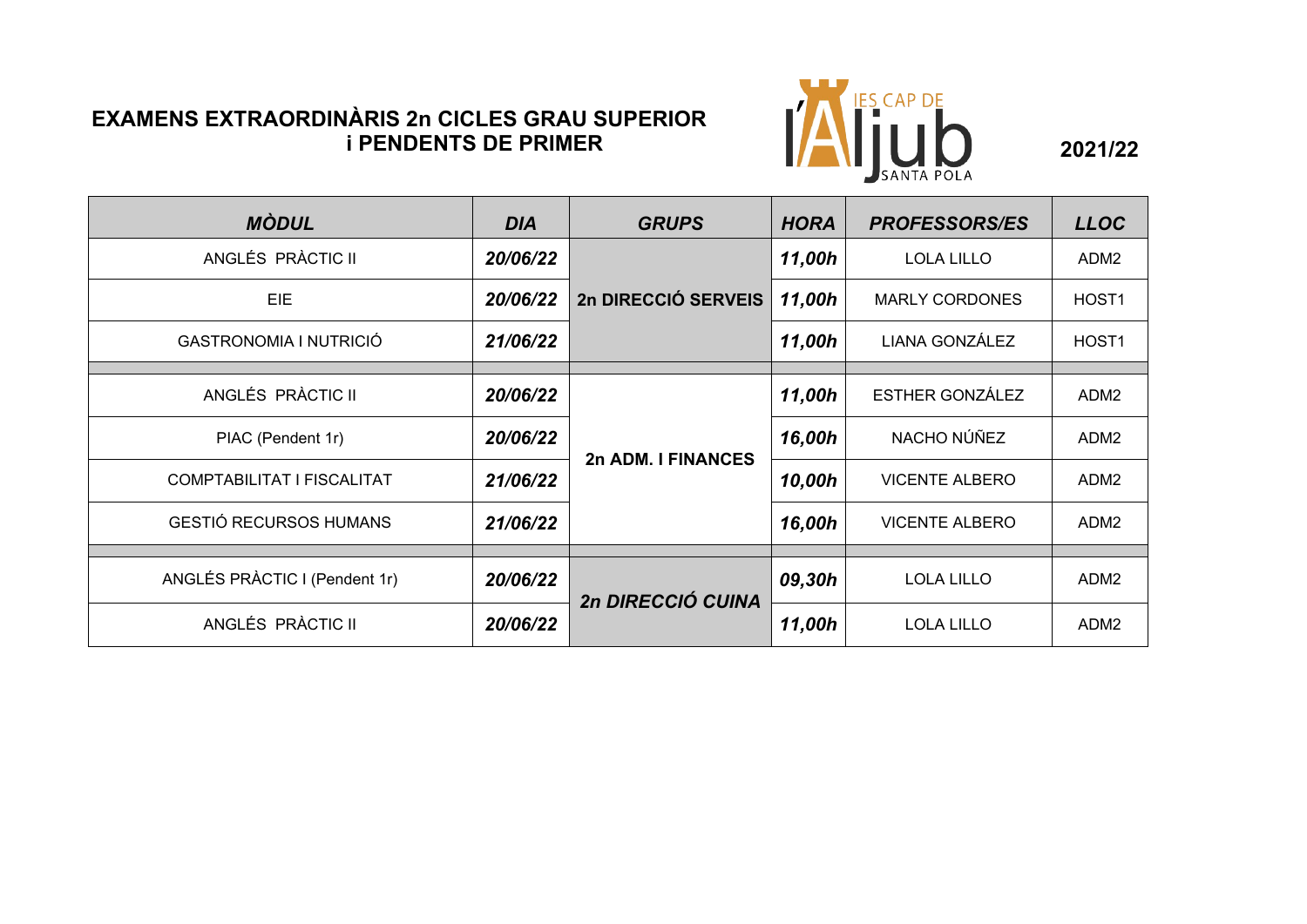# EXAMENS EXTRAORDINÀRIS 2n CICLES GRAU SUPERIOR i PENDENTS DE PRIMER

**2021/22**

| *MÒDUL* | *DIA* | *GRUPS* | *HORA* | *PROFESSORS/ES* | *LLOC* |
|---|---|---|---|---|---|
| ANGLÉS PRÀCTIC II | ***20/06/22*** | **2n DIRECCIÓ SERVEIS** | ***11,00h*** | LOLA LILLO | ADM2 |
| EIE | ***20/06/22*** | | ***11,00h*** | MARLY CORDONES | HOST1 |
| GASTRONOMIA I NUTRICIÓ | ***21/06/22*** | | ***11,00h*** | LIANA GONZÁLEZ | HOST1 |
| | | | | | |
| ANGLÉS PRÀCTIC II | ***20/06/22*** | **2n ADM. I FINANCES** | ***11,00h*** | ESTHER GONZÁLEZ | ADM2 |
| PIAC (Pendent 1r) | ***20/06/22*** | | ***16,00h*** | NACHO NÚÑEZ | ADM2 |
| COMPTABILITAT I FISCALITAT | ***21/06/22*** | | ***10,00h*** | VICENTE ALBERO | ADM2 |
| GESTIÓ RECURSOS HUMANS | ***21/06/22*** | | ***16,00h*** | VICENTE ALBERO | ADM2 |
| | | | | | |
| ANGLÉS PRÀCTIC I (Pendent 1r) | ***20/06/22*** | ***2n DIRECCIÓ CUINA*** | ***09,30h*** | LOLA LILLO | ADM2 |
| ANGLÉS PRÀCTIC II | ***20/06/22*** | | ***11,00h*** | LOLA LILLO | ADM2 |